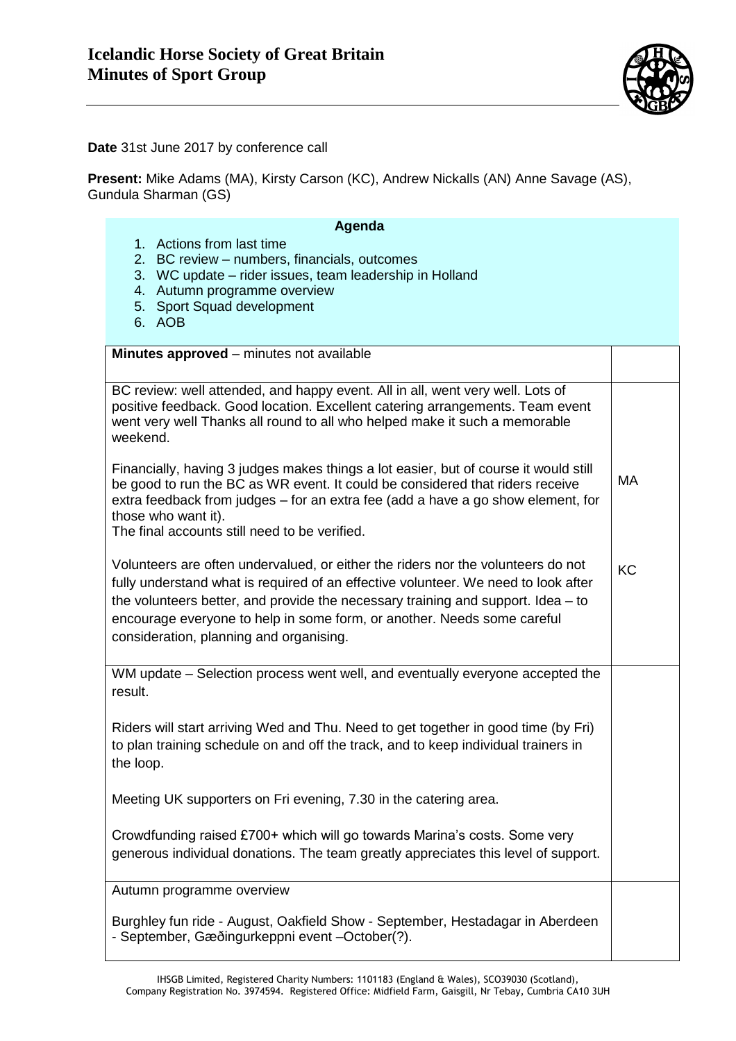# Icelandic Horse Society of Great Britain
## Minutes of Sport Group

**Date** 31st June 2017 by conference call

**Present:** Mike Adams (MA), Kirsty Carson (KC), Andrew Nickalls (AN) Anne Savage (AS), Gundula Sharman (GS)

**Agenda**

1. Actions from last time
2. BC review – numbers, financials, outcomes
3. WC update – rider issues, team leadership in Holland
4. Autumn programme overview
5. Sport Squad development
6. AOB

| | |
|---|---|
| **Minutes approved** – minutes not available | |
| BC review: well attended, and happy event. All in all, went very well. Lots of positive feedback. Good location. Excellent catering arrangements. Team event went very well Thanks all round to all who helped make it such a memorable weekend.<br><br>Financially, having 3 judges makes things a lot easier, but of course it would still be good to run the BC as WR event. It could be considered that riders receive extra feedback from judges – for an extra fee (add a have a go show element, for those who want it).<br>The final accounts still need to be verified.<br><br>Volunteers are often undervalued, or either the riders nor the volunteers do not fully understand what is required of an effective volunteer. We need to look after the volunteers better, and provide the necessary training and support. Idea – to encourage everyone to help in some form, or another. Needs some careful consideration, planning and organising. | MA<br><br>KC |
| WM update – Selection process went well, and eventually everyone accepted the result.<br><br>Riders will start arriving Wed and Thu. Need to get together in good time (by Fri) to plan training schedule on and off the track, and to keep individual trainers in the loop.<br><br>Meeting UK supporters on Fri evening, 7.30 in the catering area.<br><br>Crowdfunding raised £700+ which will go towards Marina's costs. Some very generous individual donations. The team greatly appreciates this level of support. | |
| Autumn programme overview<br><br>Burghley fun ride - August, Oakfield Show - September, Hestadagar in Aberdeen - September, Gæðingurkeppni event –October(?). | |

IHSGB Limited, Registered Charity Numbers: 1101183 (England & Wales), SCO39030 (Scotland), Company Registration No. 3974594. Registered Office: Midfield Farm, Gaisgill, Nr Tebay, Cumbria CA10 3UH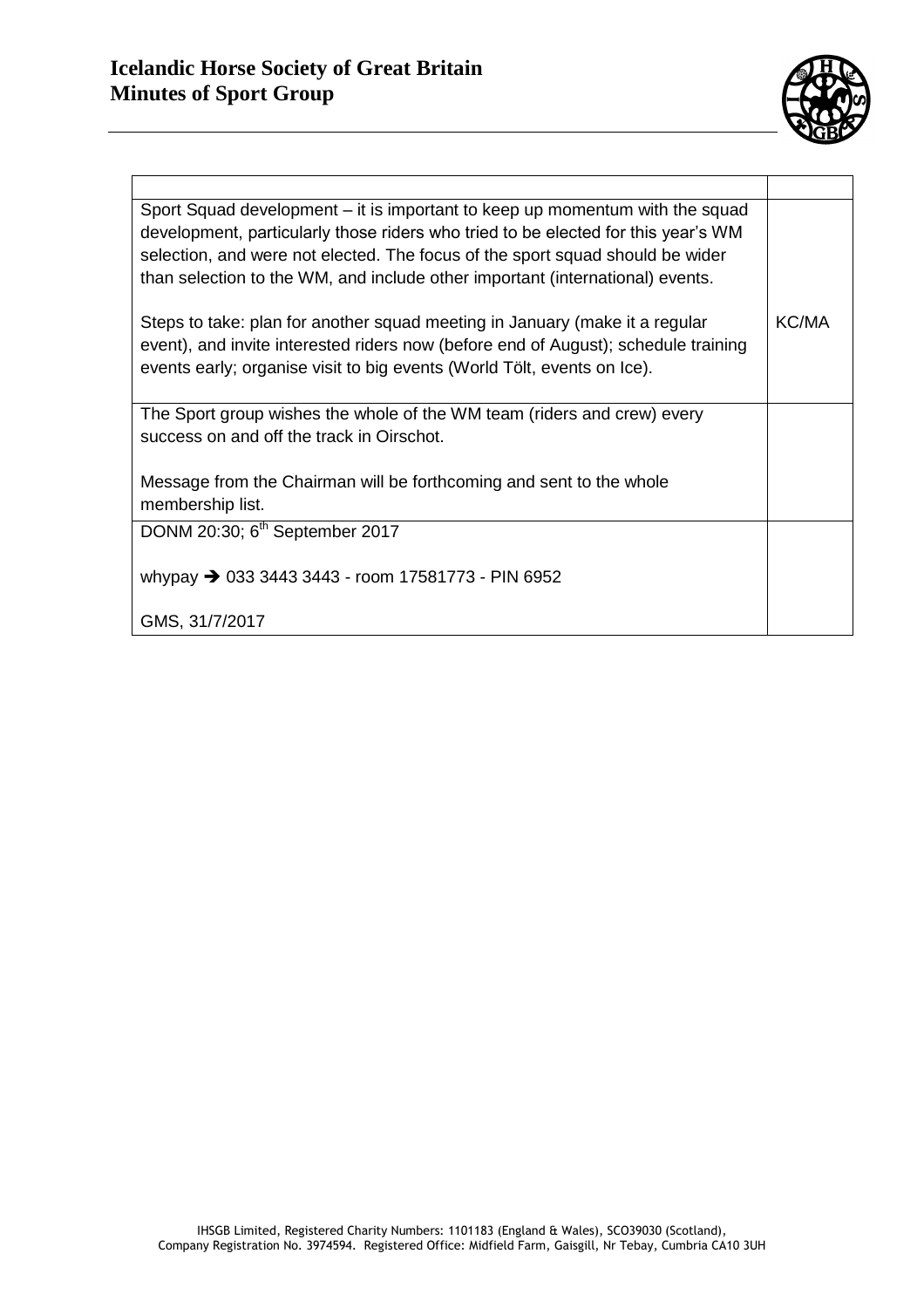| | |
|---|---|
| Sport Squad development – it is important to keep up momentum with the squad development, particularly those riders who tried to be elected for this year's WM selection, and were not elected. The focus of the sport squad should be wider than selection to the WM, and include other important (international) events.<br><br>Steps to take: plan for another squad meeting in January (make it a regular event), and invite interested riders now (before end of August); schedule training events early; organise visit to big events (World Tölt, events on Ice). | KC/MA |
| The Sport group wishes the whole of the WM team (riders and crew) every success on and off the track in Oirschot.<br><br>Message from the Chairman will be forthcoming and sent to the whole membership list. | |
| DONM 20:30; 6th September 2017<br><br>whypay ➔ 033 3443 3443 - room 17581773 - PIN 6952<br><br>GMS, 31/7/2017 | |